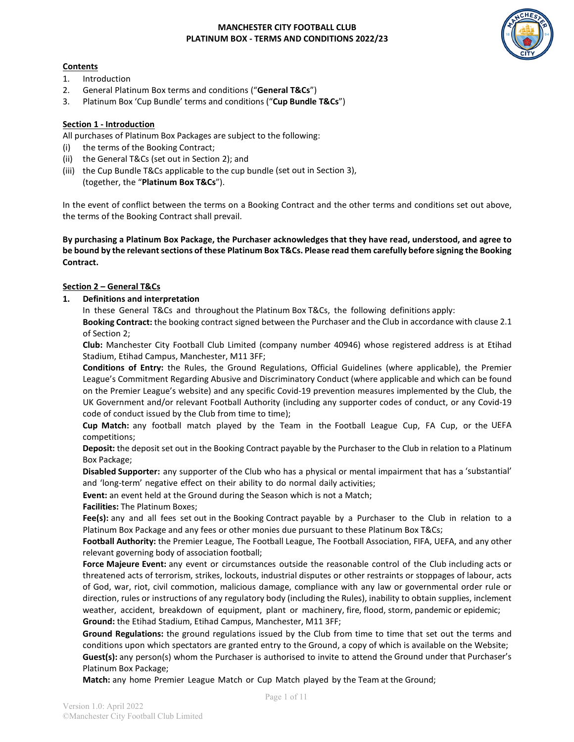# MANCHESTER CITY FOOTBALL CLUB
# PLATINUM BOX - TERMS AND CONDITIONS 2022/23

**Contents**

1. Introduction
2. General Platinum Box terms and conditions ("**General T&Cs**")
3. Platinum Box 'Cup Bundle' terms and conditions ("**Cup Bundle T&Cs**")

## Section 1 - Introduction

All purchases of Platinum Box Packages are subject to the following:

(i) the terms of the Booking Contract;
(ii) the General T&Cs (set out in Section 2); and
(iii) the Cup Bundle T&Cs applicable to the cup bundle (set out in Section 3), (together, the "**Platinum Box T&Cs**").

In the event of conflict between the terms on a Booking Contract and the other terms and conditions set out above, the terms of the Booking Contract shall prevail.

**By purchasing a Platinum Box Package, the Purchaser acknowledges that they have read, understood, and agree to be bound by the relevant sections of these Platinum Box T&Cs. Please read them carefully before signing the Booking Contract.**

## Section 2 – General T&Cs

### 1. Definitions and interpretation

In these General T&Cs and throughout the Platinum Box T&Cs, the following definitions apply:

**Booking Contract:** the booking contract signed between the Purchaser and the Club in accordance with clause 2.1 of Section 2;

**Club:** Manchester City Football Club Limited (company number 40946) whose registered address is at Etihad Stadium, Etihad Campus, Manchester, M11 3FF;

**Conditions of Entry:** the Rules, the Ground Regulations, Official Guidelines (where applicable), the Premier League's Commitment Regarding Abusive and Discriminatory Conduct (where applicable and which can be found on the Premier League's website) and any specific Covid-19 prevention measures implemented by the Club, the UK Government and/or relevant Football Authority (including any supporter codes of conduct, or any Covid-19 code of conduct issued by the Club from time to time);

**Cup Match:** any football match played by the Team in the Football League Cup, FA Cup, or the UEFA competitions;

**Deposit:** the deposit set out in the Booking Contract payable by the Purchaser to the Club in relation to a Platinum Box Package;

**Disabled Supporter:** any supporter of the Club who has a physical or mental impairment that has a 'substantial' and 'long-term' negative effect on their ability to do normal daily activities;

**Event:** an event held at the Ground during the Season which is not a Match;

**Facilities:** The Platinum Boxes;

**Fee(s):** any and all fees set out in the Booking Contract payable by a Purchaser to the Club in relation to a Platinum Box Package and any fees or other monies due pursuant to these Platinum Box T&Cs;

**Football Authority:** the Premier League, The Football League, The Football Association, FIFA, UEFA, and any other relevant governing body of association football;

**Force Majeure Event:** any event or circumstances outside the reasonable control of the Club including acts or threatened acts of terrorism, strikes, lockouts, industrial disputes or other restraints or stoppages of labour, acts of God, war, riot, civil commotion, malicious damage, compliance with any law or governmental order rule or direction, rules or instructions of any regulatory body (including the Rules), inability to obtain supplies, inclement weather, accident, breakdown of equipment, plant or machinery, fire, flood, storm, pandemic or epidemic;

**Ground:** the Etihad Stadium, Etihad Campus, Manchester, M11 3FF;

**Ground Regulations:** the ground regulations issued by the Club from time to time that set out the terms and conditions upon which spectators are granted entry to the Ground, a copy of which is available on the Website;

**Guest(s):** any person(s) whom the Purchaser is authorised to invite to attend the Ground under that Purchaser's Platinum Box Package;

**Match:** any home Premier League Match or Cup Match played by the Team at the Ground;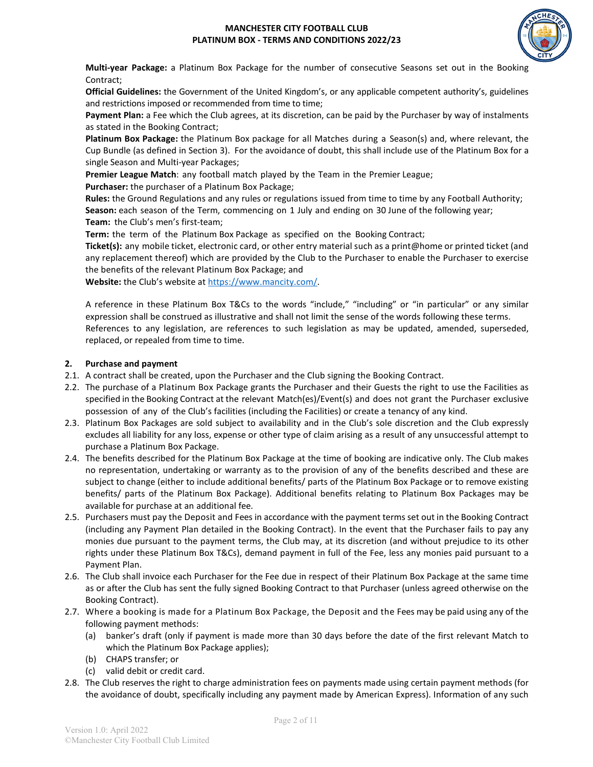**Multi-year Package:** a Platinum Box Package for the number of consecutive Seasons set out in the Booking Contract;

**Official Guidelines:** the Government of the United Kingdom's, or any applicable competent authority's, guidelines and restrictions imposed or recommended from time to time;

**Payment Plan:** a Fee which the Club agrees, at its discretion, can be paid by the Purchaser by way of instalments as stated in the Booking Contract;

**Platinum Box Package:** the Platinum Box package for all Matches during a Season(s) and, where relevant, the Cup Bundle (as defined in Section 3). For the avoidance of doubt, this shall include use of the Platinum Box for a single Season and Multi-year Packages;

**Premier League Match**: any football match played by the Team in the Premier League;

**Purchaser:** the purchaser of a Platinum Box Package;

**Rules:** the Ground Regulations and any rules or regulations issued from time to time by any Football Authority;

**Season:** each season of the Term, commencing on 1 July and ending on 30 June of the following year;

**Team:** the Club's men's first-team;

**Term:** the term of the Platinum Box Package as specified on the Booking Contract;

**Ticket(s):** any mobile ticket, electronic card, or other entry material such as a print@home or printed ticket (and any replacement thereof) which are provided by the Club to the Purchaser to enable the Purchaser to exercise the benefits of the relevant Platinum Box Package; and

**Website:** the Club's website at https://www.mancity.com/.

A reference in these Platinum Box T&Cs to the words "include," "including" or "in particular" or any similar expression shall be construed as illustrative and shall not limit the sense of the words following these terms.
References to any legislation, are references to such legislation as may be updated, amended, superseded, replaced, or repealed from time to time.

## 2. Purchase and payment

2.1. A contract shall be created, upon the Purchaser and the Club signing the Booking Contract.

2.2. The purchase of a Platinum Box Package grants the Purchaser and their Guests the right to use the Facilities as specified in the Booking Contract at the relevant Match(es)/Event(s) and does not grant the Purchaser exclusive possession of any of the Club's facilities (including the Facilities) or create a tenancy of any kind.

2.3. Platinum Box Packages are sold subject to availability and in the Club's sole discretion and the Club expressly excludes all liability for any loss, expense or other type of claim arising as a result of any unsuccessful attempt to purchase a Platinum Box Package.

2.4. The benefits described for the Platinum Box Package at the time of booking are indicative only. The Club makes no representation, undertaking or warranty as to the provision of any of the benefits described and these are subject to change (either to include additional benefits/ parts of the Platinum Box Package or to remove existing benefits/ parts of the Platinum Box Package). Additional benefits relating to Platinum Box Packages may be available for purchase at an additional fee.

2.5. Purchasers must pay the Deposit and Fees in accordance with the payment terms set out in the Booking Contract (including any Payment Plan detailed in the Booking Contract). In the event that the Purchaser fails to pay any monies due pursuant to the payment terms, the Club may, at its discretion (and without prejudice to its other rights under these Platinum Box T&Cs), demand payment in full of the Fee, less any monies paid pursuant to a Payment Plan.

2.6. The Club shall invoice each Purchaser for the Fee due in respect of their Platinum Box Package at the same time as or after the Club has sent the fully signed Booking Contract to that Purchaser (unless agreed otherwise on the Booking Contract).

2.7. Where a booking is made for a Platinum Box Package, the Deposit and the Fees may be paid using any of the following payment methods:

   (a) banker's draft (only if payment is made more than 30 days before the date of the first relevant Match to which the Platinum Box Package applies);

   (b) CHAPS transfer; or

   (c) valid debit or credit card.

2.8. The Club reserves the right to charge administration fees on payments made using certain payment methods (for the avoidance of doubt, specifically including any payment made by American Express). Information of any such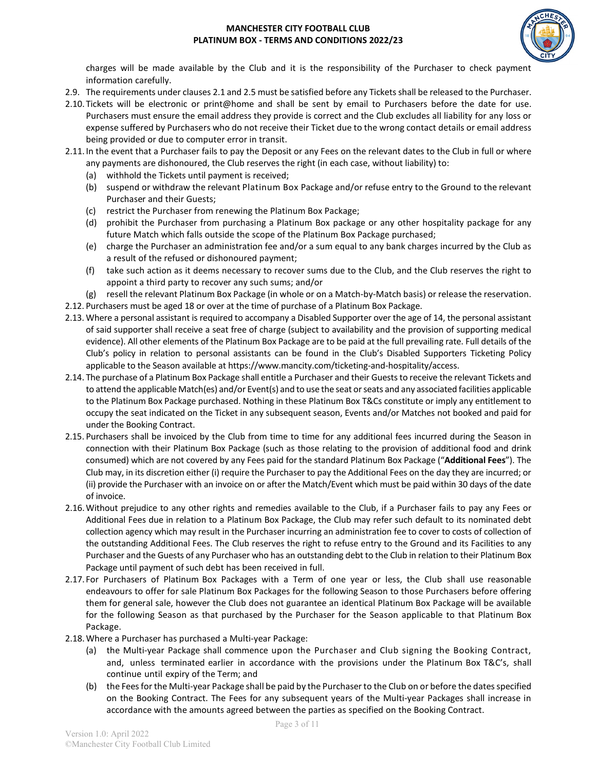charges will be made available by the Club and it is the responsibility of the Purchaser to check payment information carefully.

2.9. The requirements under clauses 2.1 and 2.5 must be satisfied before any Tickets shall be released to the Purchaser.

2.10. Tickets will be electronic or print@home and shall be sent by email to Purchasers before the date for use. Purchasers must ensure the email address they provide is correct and the Club excludes all liability for any loss or expense suffered by Purchasers who do not receive their Ticket due to the wrong contact details or email address being provided or due to computer error in transit.

2.11. In the event that a Purchaser fails to pay the Deposit or any Fees on the relevant dates to the Club in full or where any payments are dishonoured, the Club reserves the right (in each case, without liability) to:

(a) withhold the Tickets until payment is received;

(b) suspend or withdraw the relevant Platinum Box Package and/or refuse entry to the Ground to the relevant Purchaser and their Guests;

(c) restrict the Purchaser from renewing the Platinum Box Package;

(d) prohibit the Purchaser from purchasing a Platinum Box package or any other hospitality package for any future Match which falls outside the scope of the Platinum Box Package purchased;

(e) charge the Purchaser an administration fee and/or a sum equal to any bank charges incurred by the Club as a result of the refused or dishonoured payment;

(f) take such action as it deems necessary to recover sums due to the Club, and the Club reserves the right to appoint a third party to recover any such sums; and/or

(g) resell the relevant Platinum Box Package (in whole or on a Match-by-Match basis) or release the reservation.

2.12. Purchasers must be aged 18 or over at the time of purchase of a Platinum Box Package.

2.13. Where a personal assistant is required to accompany a Disabled Supporter over the age of 14, the personal assistant of said supporter shall receive a seat free of charge (subject to availability and the provision of supporting medical evidence). All other elements of the Platinum Box Package are to be paid at the full prevailing rate. Full details of the Club's policy in relation to personal assistants can be found in the Club's Disabled Supporters Ticketing Policy applicable to the Season available at https://www.mancity.com/ticketing-and-hospitality/access.

2.14. The purchase of a Platinum Box Package shall entitle a Purchaser and their Guests to receive the relevant Tickets and to attend the applicable Match(es) and/or Event(s) and to use the seat or seats and any associated facilities applicable to the Platinum Box Package purchased. Nothing in these Platinum Box T&Cs constitute or imply any entitlement to occupy the seat indicated on the Ticket in any subsequent season, Events and/or Matches not booked and paid for under the Booking Contract.

2.15. Purchasers shall be invoiced by the Club from time to time for any additional fees incurred during the Season in connection with their Platinum Box Package (such as those relating to the provision of additional food and drink consumed) which are not covered by any Fees paid for the standard Platinum Box Package ("**Additional Fees**"). The Club may, in its discretion either (i) require the Purchaser to pay the Additional Fees on the day they are incurred; or (ii) provide the Purchaser with an invoice on or after the Match/Event which must be paid within 30 days of the date of invoice.

2.16. Without prejudice to any other rights and remedies available to the Club, if a Purchaser fails to pay any Fees or Additional Fees due in relation to a Platinum Box Package, the Club may refer such default to its nominated debt collection agency which may result in the Purchaser incurring an administration fee to cover to costs of collection of the outstanding Additional Fees. The Club reserves the right to refuse entry to the Ground and its Facilities to any Purchaser and the Guests of any Purchaser who has an outstanding debt to the Club in relation to their Platinum Box Package until payment of such debt has been received in full.

2.17. For Purchasers of Platinum Box Packages with a Term of one year or less, the Club shall use reasonable endeavours to offer for sale Platinum Box Packages for the following Season to those Purchasers before offering them for general sale, however the Club does not guarantee an identical Platinum Box Package will be available for the following Season as that purchased by the Purchaser for the Season applicable to that Platinum Box Package.

2.18. Where a Purchaser has purchased a Multi-year Package:

(a) the Multi-year Package shall commence upon the Purchaser and Club signing the Booking Contract, and, unless terminated earlier in accordance with the provisions under the Platinum Box T&C's, shall continue until expiry of the Term; and

(b) the Fees for the Multi-year Package shall be paid by the Purchaser to the Club on or before the dates specified on the Booking Contract. The Fees for any subsequent years of the Multi-year Packages shall increase in accordance with the amounts agreed between the parties as specified on the Booking Contract.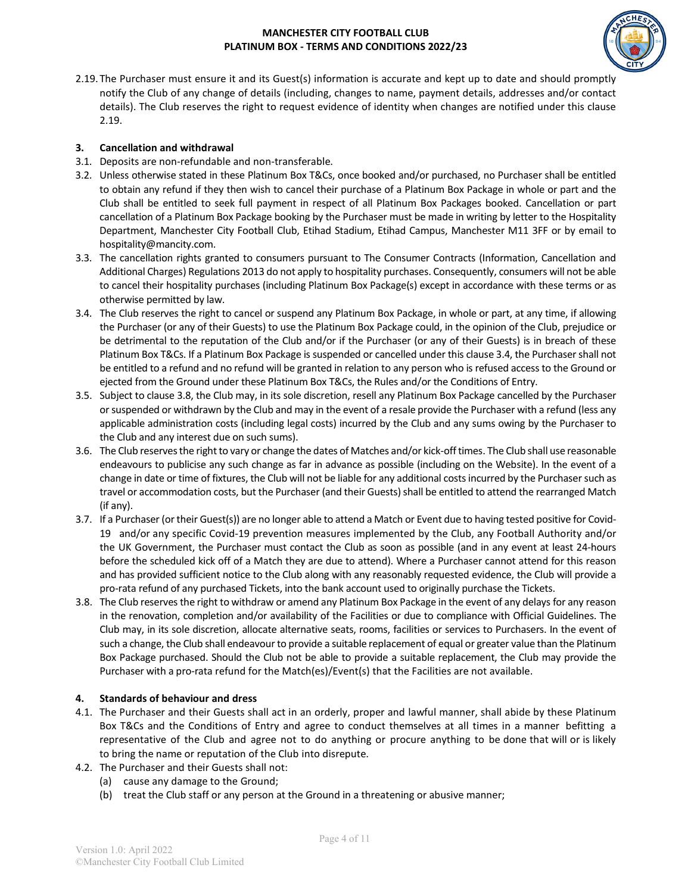2.19. The Purchaser must ensure it and its Guest(s) information is accurate and kept up to date and should promptly notify the Club of any change of details (including, changes to name, payment details, addresses and/or contact details). The Club reserves the right to request evidence of identity when changes are notified under this clause 2.19.

## 3. Cancellation and withdrawal

3.1. Deposits are non-refundable and non-transferable.

3.2. Unless otherwise stated in these Platinum Box T&Cs, once booked and/or purchased, no Purchaser shall be entitled to obtain any refund if they then wish to cancel their purchase of a Platinum Box Package in whole or part and the Club shall be entitled to seek full payment in respect of all Platinum Box Packages booked. Cancellation or part cancellation of a Platinum Box Package booking by the Purchaser must be made in writing by letter to the Hospitality Department, Manchester City Football Club, Etihad Stadium, Etihad Campus, Manchester M11 3FF or by email to hospitality@mancity.com.

3.3. The cancellation rights granted to consumers pursuant to The Consumer Contracts (Information, Cancellation and Additional Charges) Regulations 2013 do not apply to hospitality purchases. Consequently, consumers will not be able to cancel their hospitality purchases (including Platinum Box Package(s) except in accordance with these terms or as otherwise permitted by law.

3.4. The Club reserves the right to cancel or suspend any Platinum Box Package, in whole or part, at any time, if allowing the Purchaser (or any of their Guests) to use the Platinum Box Package could, in the opinion of the Club, prejudice or be detrimental to the reputation of the Club and/or if the Purchaser (or any of their Guests) is in breach of these Platinum Box T&Cs. If a Platinum Box Package is suspended or cancelled under this clause 3.4, the Purchaser shall not be entitled to a refund and no refund will be granted in relation to any person who is refused access to the Ground or ejected from the Ground under these Platinum Box T&Cs, the Rules and/or the Conditions of Entry.

3.5. Subject to clause 3.8, the Club may, in its sole discretion, resell any Platinum Box Package cancelled by the Purchaser or suspended or withdrawn by the Club and may in the event of a resale provide the Purchaser with a refund (less any applicable administration costs (including legal costs) incurred by the Club and any sums owing by the Purchaser to the Club and any interest due on such sums).

3.6. The Club reserves the right to vary or change the dates of Matches and/or kick-off times. The Club shall use reasonable endeavours to publicise any such change as far in advance as possible (including on the Website). In the event of a change in date or time of fixtures, the Club will not be liable for any additional costs incurred by the Purchaser such as travel or accommodation costs, but the Purchaser (and their Guests) shall be entitled to attend the rearranged Match (if any).

3.7. If a Purchaser (or their Guest(s)) are no longer able to attend a Match or Event due to having tested positive for Covid-19 and/or any specific Covid-19 prevention measures implemented by the Club, any Football Authority and/or the UK Government, the Purchaser must contact the Club as soon as possible (and in any event at least 24-hours before the scheduled kick off of a Match they are due to attend). Where a Purchaser cannot attend for this reason and has provided sufficient notice to the Club along with any reasonably requested evidence, the Club will provide a pro-rata refund of any purchased Tickets, into the bank account used to originally purchase the Tickets.

3.8. The Club reserves the right to withdraw or amend any Platinum Box Package in the event of any delays for any reason in the renovation, completion and/or availability of the Facilities or due to compliance with Official Guidelines. The Club may, in its sole discretion, allocate alternative seats, rooms, facilities or services to Purchasers. In the event of such a change, the Club shall endeavour to provide a suitable replacement of equal or greater value than the Platinum Box Package purchased. Should the Club not be able to provide a suitable replacement, the Club may provide the Purchaser with a pro-rata refund for the Match(es)/Event(s) that the Facilities are not available.

## 4. Standards of behaviour and dress

4.1. The Purchaser and their Guests shall act in an orderly, proper and lawful manner, shall abide by these Platinum Box T&Cs and the Conditions of Entry and agree to conduct themselves at all times in a manner befitting a representative of the Club and agree not to do anything or procure anything to be done that will or is likely to bring the name or reputation of the Club into disrepute.

4.2. The Purchaser and their Guests shall not:

(a) cause any damage to the Ground;

(b) treat the Club staff or any person at the Ground in a threatening or abusive manner;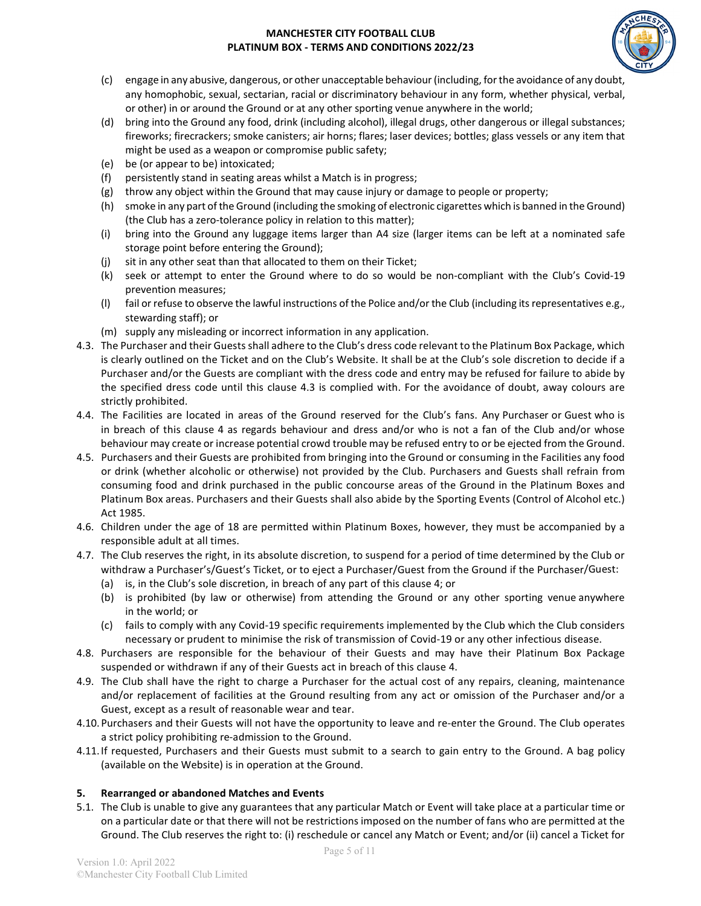(c) engage in any abusive, dangerous, or other unacceptable behaviour (including, for the avoidance of any doubt, any homophobic, sexual, sectarian, racial or discriminatory behaviour in any form, whether physical, verbal, or other) in or around the Ground or at any other sporting venue anywhere in the world;

(d) bring into the Ground any food, drink (including alcohol), illegal drugs, other dangerous or illegal substances; fireworks; firecrackers; smoke canisters; air horns; flares; laser devices; bottles; glass vessels or any item that might be used as a weapon or compromise public safety;

(e) be (or appear to be) intoxicated;

(f) persistently stand in seating areas whilst a Match is in progress;

(g) throw any object within the Ground that may cause injury or damage to people or property;

(h) smoke in any part of the Ground (including the smoking of electronic cigarettes which is banned in the Ground) (the Club has a zero-tolerance policy in relation to this matter);

(i) bring into the Ground any luggage items larger than A4 size (larger items can be left at a nominated safe storage point before entering the Ground);

(j) sit in any other seat than that allocated to them on their Ticket;

(k) seek or attempt to enter the Ground where to do so would be non-compliant with the Club's Covid-19 prevention measures;

(l) fail or refuse to observe the lawful instructions of the Police and/or the Club (including its representatives e.g., stewarding staff); or

(m) supply any misleading or incorrect information in any application.

4.3. The Purchaser and their Guests shall adhere to the Club's dress code relevant to the Platinum Box Package, which is clearly outlined on the Ticket and on the Club's Website. It shall be at the Club's sole discretion to decide if a Purchaser and/or the Guests are compliant with the dress code and entry may be refused for failure to abide by the specified dress code until this clause 4.3 is complied with. For the avoidance of doubt, away colours are strictly prohibited.

4.4. The Facilities are located in areas of the Ground reserved for the Club's fans. Any Purchaser or Guest who is in breach of this clause 4 as regards behaviour and dress and/or who is not a fan of the Club and/or whose behaviour may create or increase potential crowd trouble may be refused entry to or be ejected from the Ground.

4.5. Purchasers and their Guests are prohibited from bringing into the Ground or consuming in the Facilities any food or drink (whether alcoholic or otherwise) not provided by the Club. Purchasers and Guests shall refrain from consuming food and drink purchased in the public concourse areas of the Ground in the Platinum Boxes and Platinum Box areas. Purchasers and their Guests shall also abide by the Sporting Events (Control of Alcohol etc.) Act 1985.

4.6. Children under the age of 18 are permitted within Platinum Boxes, however, they must be accompanied by a responsible adult at all times.

4.7. The Club reserves the right, in its absolute discretion, to suspend for a period of time determined by the Club or withdraw a Purchaser's/Guest's Ticket, or to eject a Purchaser/Guest from the Ground if the Purchaser/Guest:

(a) is, in the Club's sole discretion, in breach of any part of this clause 4; or

(b) is prohibited (by law or otherwise) from attending the Ground or any other sporting venue anywhere in the world; or

(c) fails to comply with any Covid-19 specific requirements implemented by the Club which the Club considers necessary or prudent to minimise the risk of transmission of Covid-19 or any other infectious disease.

4.8. Purchasers are responsible for the behaviour of their Guests and may have their Platinum Box Package suspended or withdrawn if any of their Guests act in breach of this clause 4.

4.9. The Club shall have the right to charge a Purchaser for the actual cost of any repairs, cleaning, maintenance and/or replacement of facilities at the Ground resulting from any act or omission of the Purchaser and/or a Guest, except as a result of reasonable wear and tear.

4.10. Purchasers and their Guests will not have the opportunity to leave and re-enter the Ground. The Club operates a strict policy prohibiting re-admission to the Ground.

4.11. If requested, Purchasers and their Guests must submit to a search to gain entry to the Ground. A bag policy (available on the Website) is in operation at the Ground.

## 5. Rearranged or abandoned Matches and Events

5.1. The Club is unable to give any guarantees that any particular Match or Event will take place at a particular time or on a particular date or that there will not be restrictions imposed on the number of fans who are permitted at the Ground. The Club reserves the right to: (i) reschedule or cancel any Match or Event; and/or (ii) cancel a Ticket for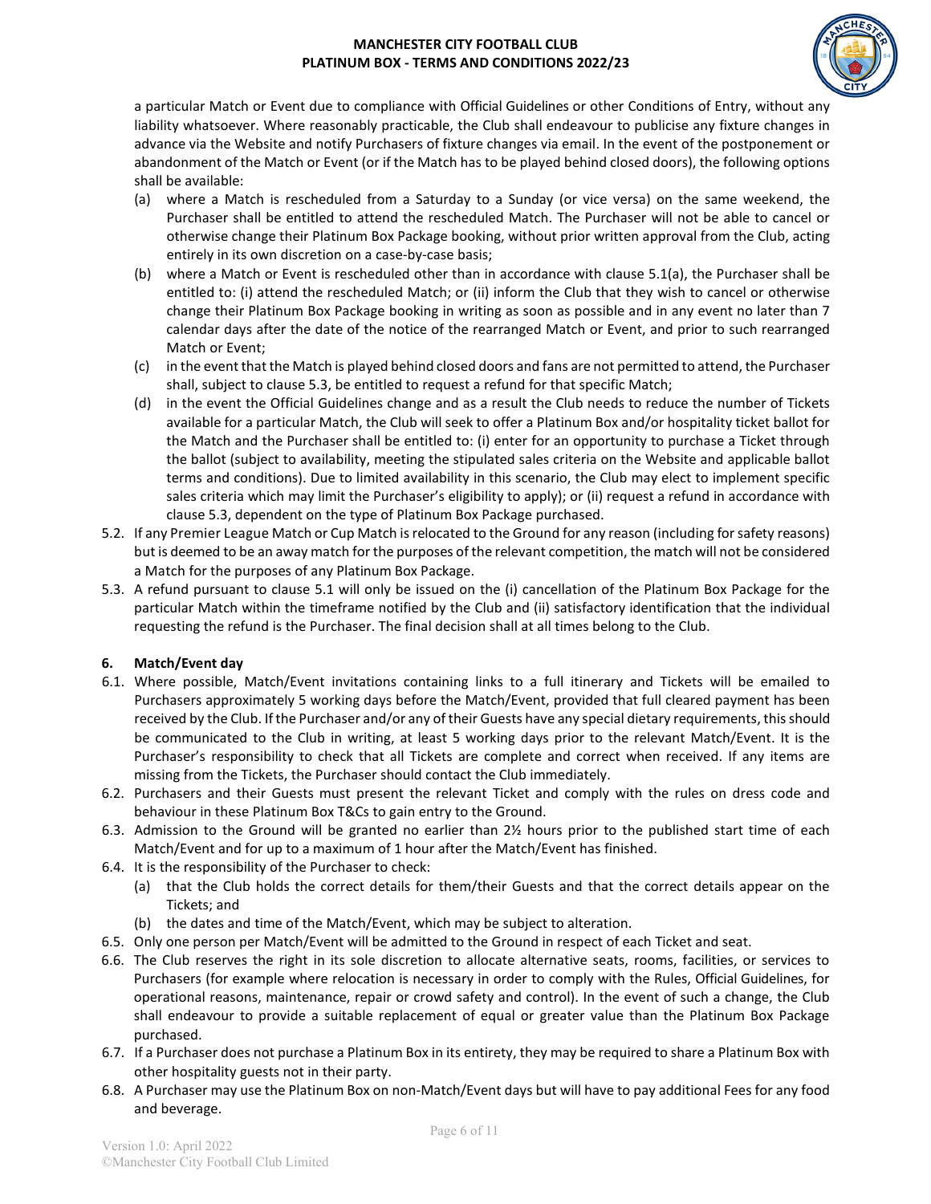a particular Match or Event due to compliance with Official Guidelines or other Conditions of Entry, without any liability whatsoever. Where reasonably practicable, the Club shall endeavour to publicise any fixture changes in advance via the Website and notify Purchasers of fixture changes via email. In the event of the postponement or abandonment of the Match or Event (or if the Match has to be played behind closed doors), the following options shall be available:

(a) where a Match is rescheduled from a Saturday to a Sunday (or vice versa) on the same weekend, the Purchaser shall be entitled to attend the rescheduled Match. The Purchaser will not be able to cancel or otherwise change their Platinum Box Package booking, without prior written approval from the Club, acting entirely in its own discretion on a case-by-case basis;

(b) where a Match or Event is rescheduled other than in accordance with clause 5.1(a), the Purchaser shall be entitled to: (i) attend the rescheduled Match; or (ii) inform the Club that they wish to cancel or otherwise change their Platinum Box Package booking in writing as soon as possible and in any event no later than 7 calendar days after the date of the notice of the rearranged Match or Event, and prior to such rearranged Match or Event;

(c) in the event that the Match is played behind closed doors and fans are not permitted to attend, the Purchaser shall, subject to clause 5.3, be entitled to request a refund for that specific Match;

(d) in the event the Official Guidelines change and as a result the Club needs to reduce the number of Tickets available for a particular Match, the Club will seek to offer a Platinum Box and/or hospitality ticket ballot for the Match and the Purchaser shall be entitled to: (i) enter for an opportunity to purchase a Ticket through the ballot (subject to availability, meeting the stipulated sales criteria on the Website and applicable ballot terms and conditions). Due to limited availability in this scenario, the Club may elect to implement specific sales criteria which may limit the Purchaser's eligibility to apply); or (ii) request a refund in accordance with clause 5.3, dependent on the type of Platinum Box Package purchased.

5.2. If any Premier League Match or Cup Match is relocated to the Ground for any reason (including for safety reasons) but is deemed to be an away match for the purposes of the relevant competition, the match will not be considered a Match for the purposes of any Platinum Box Package.

5.3. A refund pursuant to clause 5.1 will only be issued on the (i) cancellation of the Platinum Box Package for the particular Match within the timeframe notified by the Club and (ii) satisfactory identification that the individual requesting the refund is the Purchaser. The final decision shall at all times belong to the Club.

## 6. Match/Event day

6.1. Where possible, Match/Event invitations containing links to a full itinerary and Tickets will be emailed to Purchasers approximately 5 working days before the Match/Event, provided that full cleared payment has been received by the Club. If the Purchaser and/or any of their Guests have any special dietary requirements, this should be communicated to the Club in writing, at least 5 working days prior to the relevant Match/Event. It is the Purchaser's responsibility to check that all Tickets are complete and correct when received. If any items are missing from the Tickets, the Purchaser should contact the Club immediately.

6.2. Purchasers and their Guests must present the relevant Ticket and comply with the rules on dress code and behaviour in these Platinum Box T&Cs to gain entry to the Ground.

6.3. Admission to the Ground will be granted no earlier than 2½ hours prior to the published start time of each Match/Event and for up to a maximum of 1 hour after the Match/Event has finished.

6.4. It is the responsibility of the Purchaser to check:

(a) that the Club holds the correct details for them/their Guests and that the correct details appear on the Tickets; and

(b) the dates and time of the Match/Event, which may be subject to alteration.

6.5. Only one person per Match/Event will be admitted to the Ground in respect of each Ticket and seat.

6.6. The Club reserves the right in its sole discretion to allocate alternative seats, rooms, facilities, or services to Purchasers (for example where relocation is necessary in order to comply with the Rules, Official Guidelines, for operational reasons, maintenance, repair or crowd safety and control). In the event of such a change, the Club shall endeavour to provide a suitable replacement of equal or greater value than the Platinum Box Package purchased.

6.7. If a Purchaser does not purchase a Platinum Box in its entirety, they may be required to share a Platinum Box with other hospitality guests not in their party.

6.8. A Purchaser may use the Platinum Box on non-Match/Event days but will have to pay additional Fees for any food and beverage.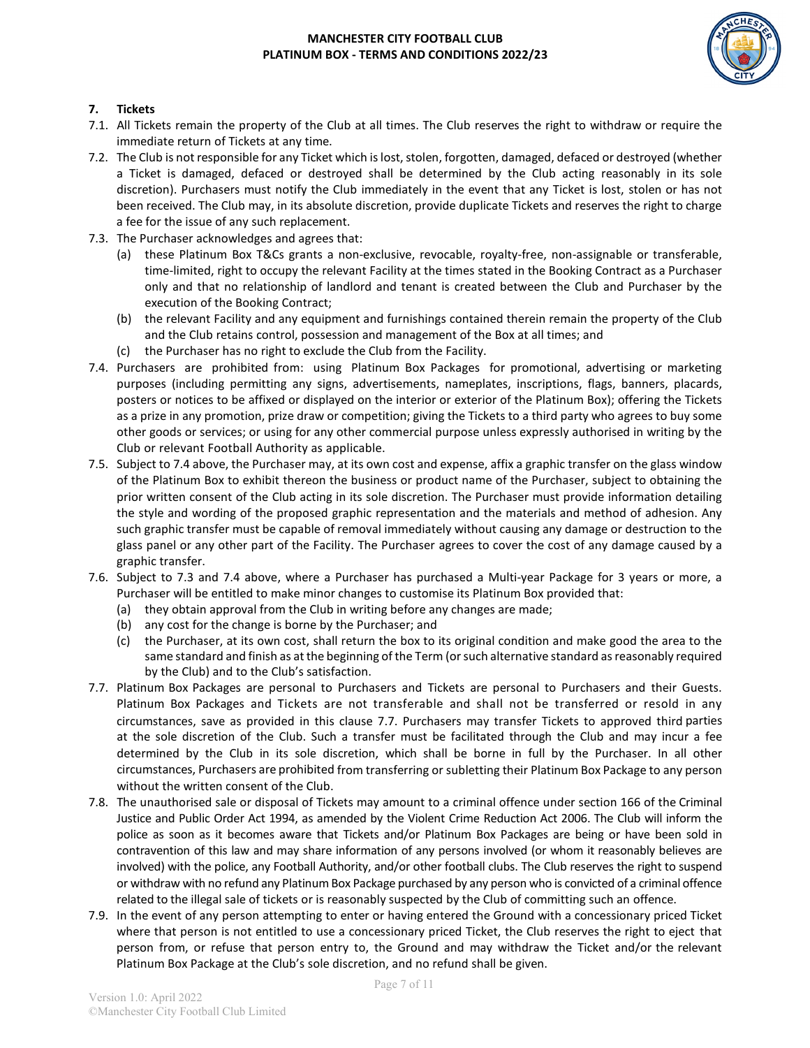## 7. Tickets

7.1. All Tickets remain the property of the Club at all times. The Club reserves the right to withdraw or require the immediate return of Tickets at any time.

7.2. The Club is not responsible for any Ticket which is lost, stolen, forgotten, damaged, defaced or destroyed (whether a Ticket is damaged, defaced or destroyed shall be determined by the Club acting reasonably in its sole discretion). Purchasers must notify the Club immediately in the event that any Ticket is lost, stolen or has not been received. The Club may, in its absolute discretion, provide duplicate Tickets and reserves the right to charge a fee for the issue of any such replacement.

7.3. The Purchaser acknowledges and agrees that:

(a) these Platinum Box T&Cs grants a non-exclusive, revocable, royalty-free, non-assignable or transferable, time-limited, right to occupy the relevant Facility at the times stated in the Booking Contract as a Purchaser only and that no relationship of landlord and tenant is created between the Club and Purchaser by the execution of the Booking Contract;

(b) the relevant Facility and any equipment and furnishings contained therein remain the property of the Club and the Club retains control, possession and management of the Box at all times; and

(c) the Purchaser has no right to exclude the Club from the Facility.

7.4. Purchasers are prohibited from: using Platinum Box Packages for promotional, advertising or marketing purposes (including permitting any signs, advertisements, nameplates, inscriptions, flags, banners, placards, posters or notices to be affixed or displayed on the interior or exterior of the Platinum Box); offering the Tickets as a prize in any promotion, prize draw or competition; giving the Tickets to a third party who agrees to buy some other goods or services; or using for any other commercial purpose unless expressly authorised in writing by the Club or relevant Football Authority as applicable.

7.5. Subject to 7.4 above, the Purchaser may, at its own cost and expense, affix a graphic transfer on the glass window of the Platinum Box to exhibit thereon the business or product name of the Purchaser, subject to obtaining the prior written consent of the Club acting in its sole discretion. The Purchaser must provide information detailing the style and wording of the proposed graphic representation and the materials and method of adhesion. Any such graphic transfer must be capable of removal immediately without causing any damage or destruction to the glass panel or any other part of the Facility. The Purchaser agrees to cover the cost of any damage caused by a graphic transfer.

7.6. Subject to 7.3 and 7.4 above, where a Purchaser has purchased a Multi-year Package for 3 years or more, a Purchaser will be entitled to make minor changes to customise its Platinum Box provided that:

(a) they obtain approval from the Club in writing before any changes are made;

(b) any cost for the change is borne by the Purchaser; and

(c) the Purchaser, at its own cost, shall return the box to its original condition and make good the area to the same standard and finish as at the beginning of the Term (or such alternative standard as reasonably required by the Club) and to the Club's satisfaction.

7.7. Platinum Box Packages are personal to Purchasers and Tickets are personal to Purchasers and their Guests. Platinum Box Packages and Tickets are not transferable and shall not be transferred or resold in any circumstances, save as provided in this clause 7.7. Purchasers may transfer Tickets to approved third parties at the sole discretion of the Club. Such a transfer must be facilitated through the Club and may incur a fee determined by the Club in its sole discretion, which shall be borne in full by the Purchaser. In all other circumstances, Purchasers are prohibited from transferring or subletting their Platinum Box Package to any person without the written consent of the Club.

7.8. The unauthorised sale or disposal of Tickets may amount to a criminal offence under section 166 of the Criminal Justice and Public Order Act 1994, as amended by the Violent Crime Reduction Act 2006. The Club will inform the police as soon as it becomes aware that Tickets and/or Platinum Box Packages are being or have been sold in contravention of this law and may share information of any persons involved (or whom it reasonably believes are involved) with the police, any Football Authority, and/or other football clubs. The Club reserves the right to suspend or withdraw with no refund any Platinum Box Package purchased by any person who is convicted of a criminal offence related to the illegal sale of tickets or is reasonably suspected by the Club of committing such an offence.

7.9. In the event of any person attempting to enter or having entered the Ground with a concessionary priced Ticket where that person is not entitled to use a concessionary priced Ticket, the Club reserves the right to eject that person from, or refuse that person entry to, the Ground and may withdraw the Ticket and/or the relevant Platinum Box Package at the Club's sole discretion, and no refund shall be given.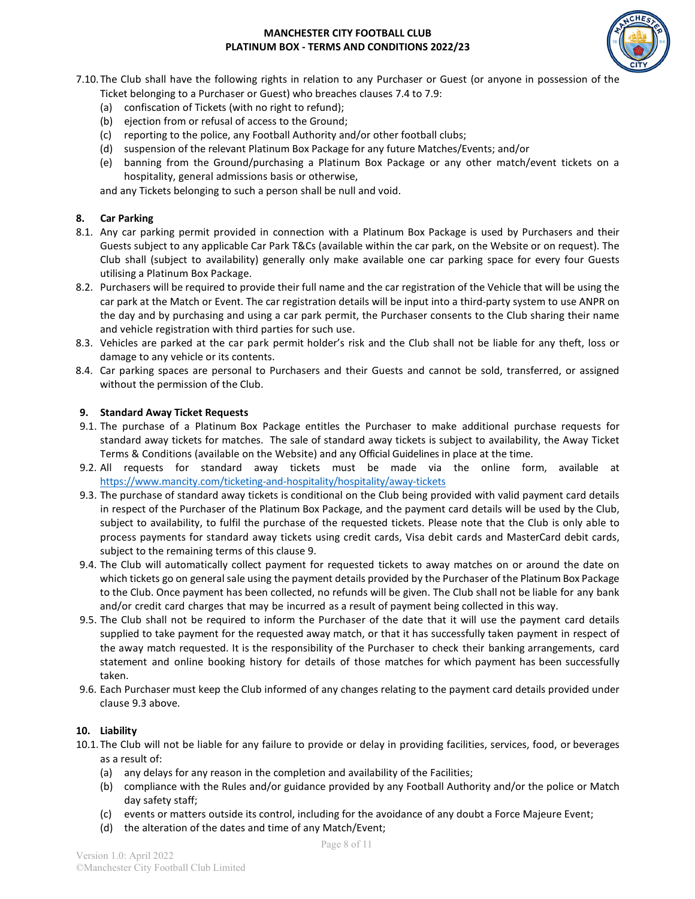7.10. The Club shall have the following rights in relation to any Purchaser or Guest (or anyone in possession of the Ticket belonging to a Purchaser or Guest) who breaches clauses 7.4 to 7.9:

   (a) confiscation of Tickets (with no right to refund);
   (b) ejection from or refusal of access to the Ground;
   (c) reporting to the police, any Football Authority and/or other football clubs;
   (d) suspension of the relevant Platinum Box Package for any future Matches/Events; and/or
   (e) banning from the Ground/purchasing a Platinum Box Package or any other match/event tickets on a hospitality, general admissions basis or otherwise,

   and any Tickets belonging to such a person shall be null and void.

## 8. Car Parking

8.1. Any car parking permit provided in connection with a Platinum Box Package is used by Purchasers and their Guests subject to any applicable Car Park T&Cs (available within the car park, on the Website or on request). The Club shall (subject to availability) generally only make available one car parking space for every four Guests utilising a Platinum Box Package.

8.2. Purchasers will be required to provide their full name and the car registration of the Vehicle that will be using the car park at the Match or Event. The car registration details will be input into a third-party system to use ANPR on the day and by purchasing and using a car park permit, the Purchaser consents to the Club sharing their name and vehicle registration with third parties for such use.

8.3. Vehicles are parked at the car park permit holder's risk and the Club shall not be liable for any theft, loss or damage to any vehicle or its contents.

8.4. Car parking spaces are personal to Purchasers and their Guests and cannot be sold, transferred, or assigned without the permission of the Club.

## 9. Standard Away Ticket Requests

9.1. The purchase of a Platinum Box Package entitles the Purchaser to make additional purchase requests for standard away tickets for matches. The sale of standard away tickets is subject to availability, the Away Ticket Terms & Conditions (available on the Website) and any Official Guidelines in place at the time.

9.2. All requests for standard away tickets must be made via the online form, available at https://www.mancity.com/ticketing-and-hospitality/hospitality/away-tickets

9.3. The purchase of standard away tickets is conditional on the Club being provided with valid payment card details in respect of the Purchaser of the Platinum Box Package, and the payment card details will be used by the Club, subject to availability, to fulfil the purchase of the requested tickets. Please note that the Club is only able to process payments for standard away tickets using credit cards, Visa debit cards and MasterCard debit cards, subject to the remaining terms of this clause 9.

9.4. The Club will automatically collect payment for requested tickets to away matches on or around the date on which tickets go on general sale using the payment details provided by the Purchaser of the Platinum Box Package to the Club. Once payment has been collected, no refunds will be given. The Club shall not be liable for any bank and/or credit card charges that may be incurred as a result of payment being collected in this way.

9.5. The Club shall not be required to inform the Purchaser of the date that it will use the payment card details supplied to take payment for the requested away match, or that it has successfully taken payment in respect of the away match requested. It is the responsibility of the Purchaser to check their banking arrangements, card statement and online booking history for details of those matches for which payment has been successfully taken.

9.6. Each Purchaser must keep the Club informed of any changes relating to the payment card details provided under clause 9.3 above.

## 10. Liability

10.1. The Club will not be liable for any failure to provide or delay in providing facilities, services, food, or beverages as a result of:

   (a) any delays for any reason in the completion and availability of the Facilities;
   (b) compliance with the Rules and/or guidance provided by any Football Authority and/or the police or Match day safety staff;
   (c) events or matters outside its control, including for the avoidance of any doubt a Force Majeure Event;
   (d) the alteration of the dates and time of any Match/Event;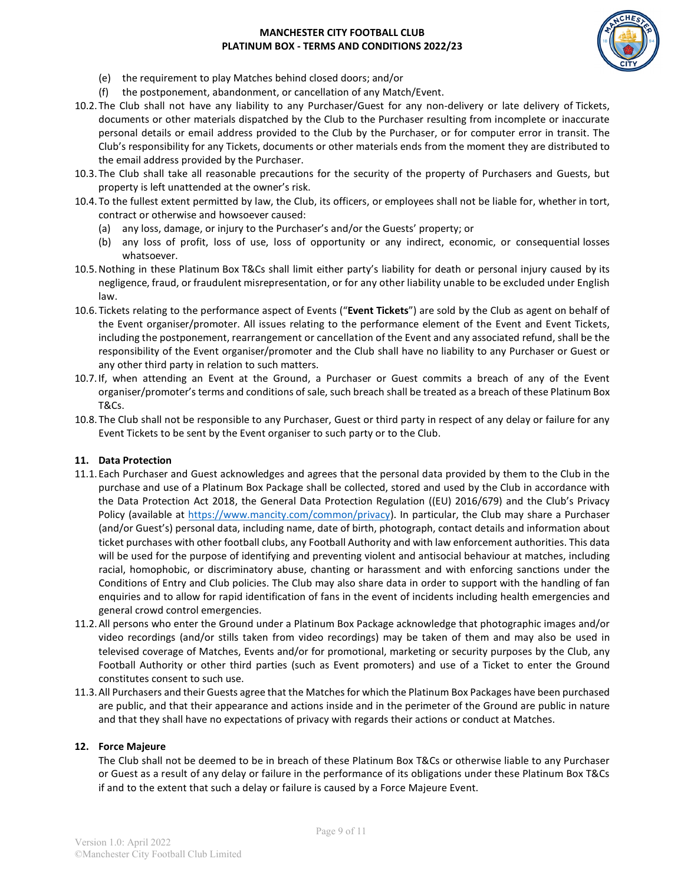(e) the requirement to play Matches behind closed doors; and/or

(f) the postponement, abandonment, or cancellation of any Match/Event.

10.2. The Club shall not have any liability to any Purchaser/Guest for any non-delivery or late delivery of Tickets, documents or other materials dispatched by the Club to the Purchaser resulting from incomplete or inaccurate personal details or email address provided to the Club by the Purchaser, or for computer error in transit. The Club's responsibility for any Tickets, documents or other materials ends from the moment they are distributed to the email address provided by the Purchaser.

10.3. The Club shall take all reasonable precautions for the security of the property of Purchasers and Guests, but property is left unattended at the owner's risk.

10.4. To the fullest extent permitted by law, the Club, its officers, or employees shall not be liable for, whether in tort, contract or otherwise and howsoever caused:

(a) any loss, damage, or injury to the Purchaser's and/or the Guests' property; or

(b) any loss of profit, loss of use, loss of opportunity or any indirect, economic, or consequential losses whatsoever.

10.5. Nothing in these Platinum Box T&Cs shall limit either party's liability for death or personal injury caused by its negligence, fraud, or fraudulent misrepresentation, or for any other liability unable to be excluded under English law.

10.6. Tickets relating to the performance aspect of Events ("**Event Tickets**") are sold by the Club as agent on behalf of the Event organiser/promoter. All issues relating to the performance element of the Event and Event Tickets, including the postponement, rearrangement or cancellation of the Event and any associated refund, shall be the responsibility of the Event organiser/promoter and the Club shall have no liability to any Purchaser or Guest or any other third party in relation to such matters.

10.7. If, when attending an Event at the Ground, a Purchaser or Guest commits a breach of any of the Event organiser/promoter's terms and conditions of sale, such breach shall be treated as a breach of these Platinum Box T&Cs.

10.8. The Club shall not be responsible to any Purchaser, Guest or third party in respect of any delay or failure for any Event Tickets to be sent by the Event organiser to such party or to the Club.

## 11. Data Protection

11.1. Each Purchaser and Guest acknowledges and agrees that the personal data provided by them to the Club in the purchase and use of a Platinum Box Package shall be collected, stored and used by the Club in accordance with the Data Protection Act 2018, the General Data Protection Regulation ((EU) 2016/679) and the Club's Privacy Policy (available at https://www.mancity.com/common/privacy). In particular, the Club may share a Purchaser (and/or Guest's) personal data, including name, date of birth, photograph, contact details and information about ticket purchases with other football clubs, any Football Authority and with law enforcement authorities. This data will be used for the purpose of identifying and preventing violent and antisocial behaviour at matches, including racial, homophobic, or discriminatory abuse, chanting or harassment and with enforcing sanctions under the Conditions of Entry and Club policies. The Club may also share data in order to support with the handling of fan enquiries and to allow for rapid identification of fans in the event of incidents including health emergencies and general crowd control emergencies.

11.2. All persons who enter the Ground under a Platinum Box Package acknowledge that photographic images and/or video recordings (and/or stills taken from video recordings) may be taken of them and may also be used in televised coverage of Matches, Events and/or for promotional, marketing or security purposes by the Club, any Football Authority or other third parties (such as Event promoters) and use of a Ticket to enter the Ground constitutes consent to such use.

11.3. All Purchasers and their Guests agree that the Matches for which the Platinum Box Packages have been purchased are public, and that their appearance and actions inside and in the perimeter of the Ground are public in nature and that they shall have no expectations of privacy with regards their actions or conduct at Matches.

## 12. Force Majeure

The Club shall not be deemed to be in breach of these Platinum Box T&Cs or otherwise liable to any Purchaser or Guest as a result of any delay or failure in the performance of its obligations under these Platinum Box T&Cs if and to the extent that such a delay or failure is caused by a Force Majeure Event.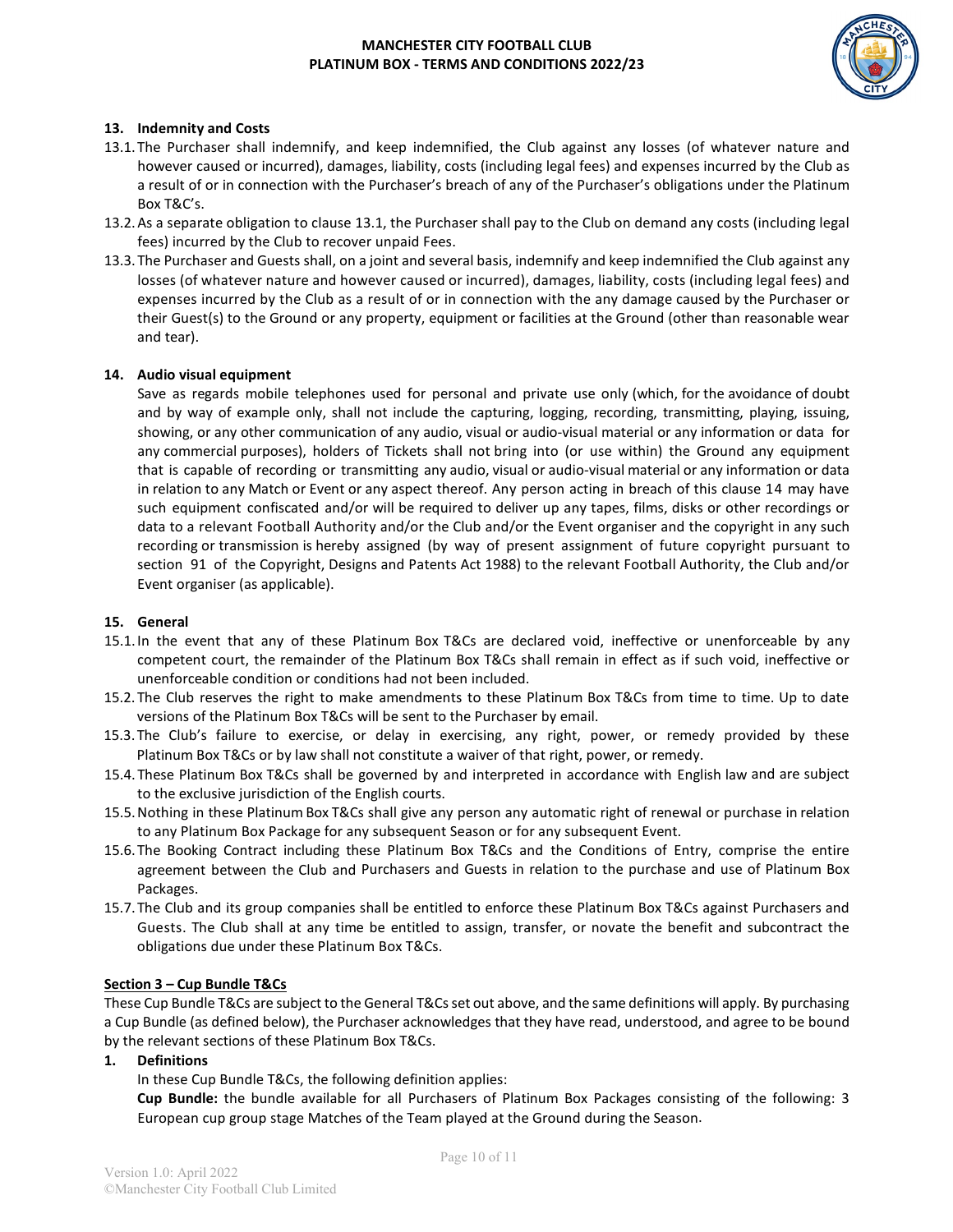## 13. Indemnity and Costs

13.1. The Purchaser shall indemnify, and keep indemnified, the Club against any losses (of whatever nature and however caused or incurred), damages, liability, costs (including legal fees) and expenses incurred by the Club as a result of or in connection with the Purchaser's breach of any of the Purchaser's obligations under the Platinum Box T&C's.

13.2. As a separate obligation to clause 13.1, the Purchaser shall pay to the Club on demand any costs (including legal fees) incurred by the Club to recover unpaid Fees.

13.3. The Purchaser and Guests shall, on a joint and several basis, indemnify and keep indemnified the Club against any losses (of whatever nature and however caused or incurred), damages, liability, costs (including legal fees) and expenses incurred by the Club as a result of or in connection with the any damage caused by the Purchaser or their Guest(s) to the Ground or any property, equipment or facilities at the Ground (other than reasonable wear and tear).

## 14. Audio visual equipment

Save as regards mobile telephones used for personal and private use only (which, for the avoidance of doubt and by way of example only, shall not include the capturing, logging, recording, transmitting, playing, issuing, showing, or any other communication of any audio, visual or audio-visual material or any information or data for any commercial purposes), holders of Tickets shall not bring into (or use within) the Ground any equipment that is capable of recording or transmitting any audio, visual or audio-visual material or any information or data in relation to any Match or Event or any aspect thereof. Any person acting in breach of this clause 14 may have such equipment confiscated and/or will be required to deliver up any tapes, films, disks or other recordings or data to a relevant Football Authority and/or the Club and/or the Event organiser and the copyright in any such recording or transmission is hereby assigned (by way of present assignment of future copyright pursuant to section 91 of the Copyright, Designs and Patents Act 1988) to the relevant Football Authority, the Club and/or Event organiser (as applicable).

## 15. General

15.1. In the event that any of these Platinum Box T&Cs are declared void, ineffective or unenforceable by any competent court, the remainder of the Platinum Box T&Cs shall remain in effect as if such void, ineffective or unenforceable condition or conditions had not been included.

15.2. The Club reserves the right to make amendments to these Platinum Box T&Cs from time to time. Up to date versions of the Platinum Box T&Cs will be sent to the Purchaser by email.

15.3. The Club's failure to exercise, or delay in exercising, any right, power, or remedy provided by these Platinum Box T&Cs or by law shall not constitute a waiver of that right, power, or remedy.

15.4. These Platinum Box T&Cs shall be governed by and interpreted in accordance with English law and are subject to the exclusive jurisdiction of the English courts.

15.5. Nothing in these Platinum Box T&Cs shall give any person any automatic right of renewal or purchase in relation to any Platinum Box Package for any subsequent Season or for any subsequent Event.

15.6. The Booking Contract including these Platinum Box T&Cs and the Conditions of Entry, comprise the entire agreement between the Club and Purchasers and Guests in relation to the purchase and use of Platinum Box Packages.

15.7. The Club and its group companies shall be entitled to enforce these Platinum Box T&Cs against Purchasers and Guests. The Club shall at any time be entitled to assign, transfer, or novate the benefit and subcontract the obligations due under these Platinum Box T&Cs.

## Section 3 – Cup Bundle T&Cs

These Cup Bundle T&Cs are subject to the General T&Cs set out above, and the same definitions will apply. By purchasing a Cup Bundle (as defined below), the Purchaser acknowledges that they have read, understood, and agree to be bound by the relevant sections of these Platinum Box T&Cs.

## 1. Definitions

In these Cup Bundle T&Cs, the following definition applies:

**Cup Bundle:** the bundle available for all Purchasers of Platinum Box Packages consisting of the following: 3 European cup group stage Matches of the Team played at the Ground during the Season.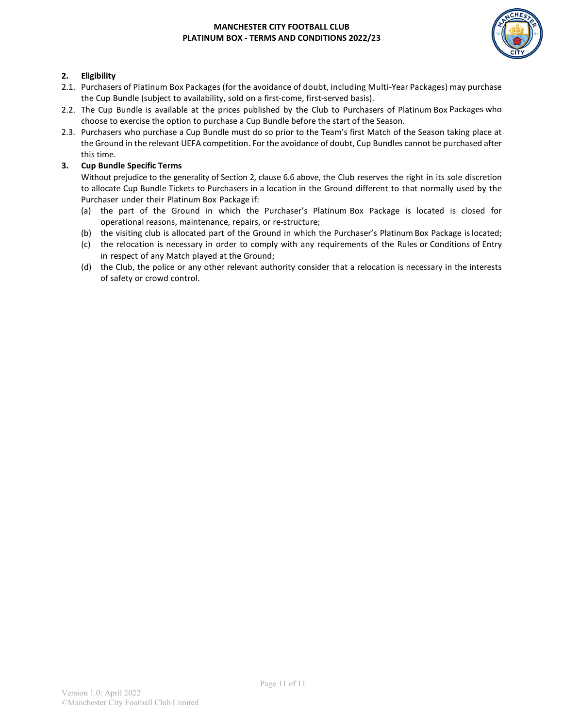## 2. Eligibility

2.1. Purchasers of Platinum Box Packages (for the avoidance of doubt, including Multi-Year Packages) may purchase the Cup Bundle (subject to availability, sold on a first-come, first-served basis).

2.2. The Cup Bundle is available at the prices published by the Club to Purchasers of Platinum Box Packages who choose to exercise the option to purchase a Cup Bundle before the start of the Season.

2.3. Purchasers who purchase a Cup Bundle must do so prior to the Team's first Match of the Season taking place at the Ground in the relevant UEFA competition. For the avoidance of doubt, Cup Bundles cannot be purchased after this time.

## 3. Cup Bundle Specific Terms

Without prejudice to the generality of Section 2, clause 6.6 above, the Club reserves the right in its sole discretion to allocate Cup Bundle Tickets to Purchasers in a location in the Ground different to that normally used by the Purchaser under their Platinum Box Package if:

(a) the part of the Ground in which the Purchaser's Platinum Box Package is located is closed for operational reasons, maintenance, repairs, or re-structure;

(b) the visiting club is allocated part of the Ground in which the Purchaser's Platinum Box Package is located;

(c) the relocation is necessary in order to comply with any requirements of the Rules or Conditions of Entry in respect of any Match played at the Ground;

(d) the Club, the police or any other relevant authority consider that a relocation is necessary in the interests of safety or crowd control.